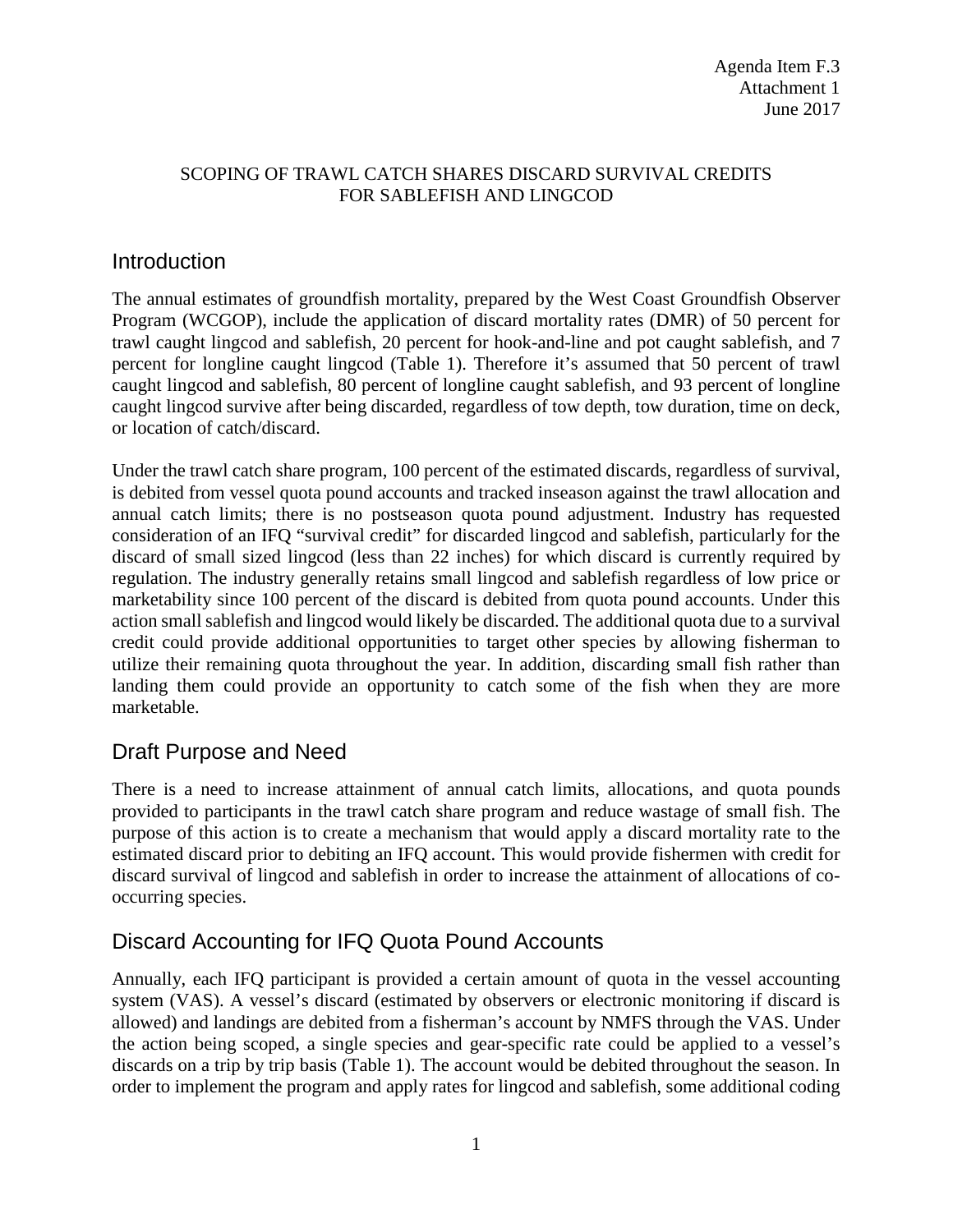Agenda Item F.3
Attachment 1
June 2017

SCOPING OF TRAWL CATCH SHARES DISCARD SURVIVAL CREDITS FOR SABLEFISH AND LINGCOD

## Introduction

The annual estimates of groundfish mortality, prepared by the West Coast Groundfish Observer Program (WCGOP), include the application of discard mortality rates (DMR) of 50 percent for trawl caught lingcod and sablefish, 20 percent for hook-and-line and pot caught sablefish, and 7 percent for longline caught lingcod (Table 1). Therefore it's assumed that 50 percent of trawl caught lingcod and sablefish, 80 percent of longline caught sablefish, and 93 percent of longline caught lingcod survive after being discarded, regardless of tow depth, tow duration, time on deck, or location of catch/discard.

Under the trawl catch share program, 100 percent of the estimated discards, regardless of survival, is debited from vessel quota pound accounts and tracked inseason against the trawl allocation and annual catch limits; there is no postseason quota pound adjustment. Industry has requested consideration of an IFQ "survival credit" for discarded lingcod and sablefish, particularly for the discard of small sized lingcod (less than 22 inches) for which discard is currently required by regulation. The industry generally retains small lingcod and sablefish regardless of low price or marketability since 100 percent of the discard is debited from quota pound accounts. Under this action small sablefish and lingcod would likely be discarded. The additional quota due to a survival credit could provide additional opportunities to target other species by allowing fisherman to utilize their remaining quota throughout the year. In addition, discarding small fish rather than landing them could provide an opportunity to catch some of the fish when they are more marketable.

## Draft Purpose and Need

There is a need to increase attainment of annual catch limits, allocations, and quota pounds provided to participants in the trawl catch share program and reduce wastage of small fish. The purpose of this action is to create a mechanism that would apply a discard mortality rate to the estimated discard prior to debiting an IFQ account. This would provide fishermen with credit for discard survival of lingcod and sablefish in order to increase the attainment of allocations of co-occurring species.

## Discard Accounting for IFQ Quota Pound Accounts

Annually, each IFQ participant is provided a certain amount of quota in the vessel accounting system (VAS). A vessel's discard (estimated by observers or electronic monitoring if discard is allowed) and landings are debited from a fisherman's account by NMFS through the VAS. Under the action being scoped, a single species and gear-specific rate could be applied to a vessel's discards on a trip by trip basis (Table 1). The account would be debited throughout the season. In order to implement the program and apply rates for lingcod and sablefish, some additional coding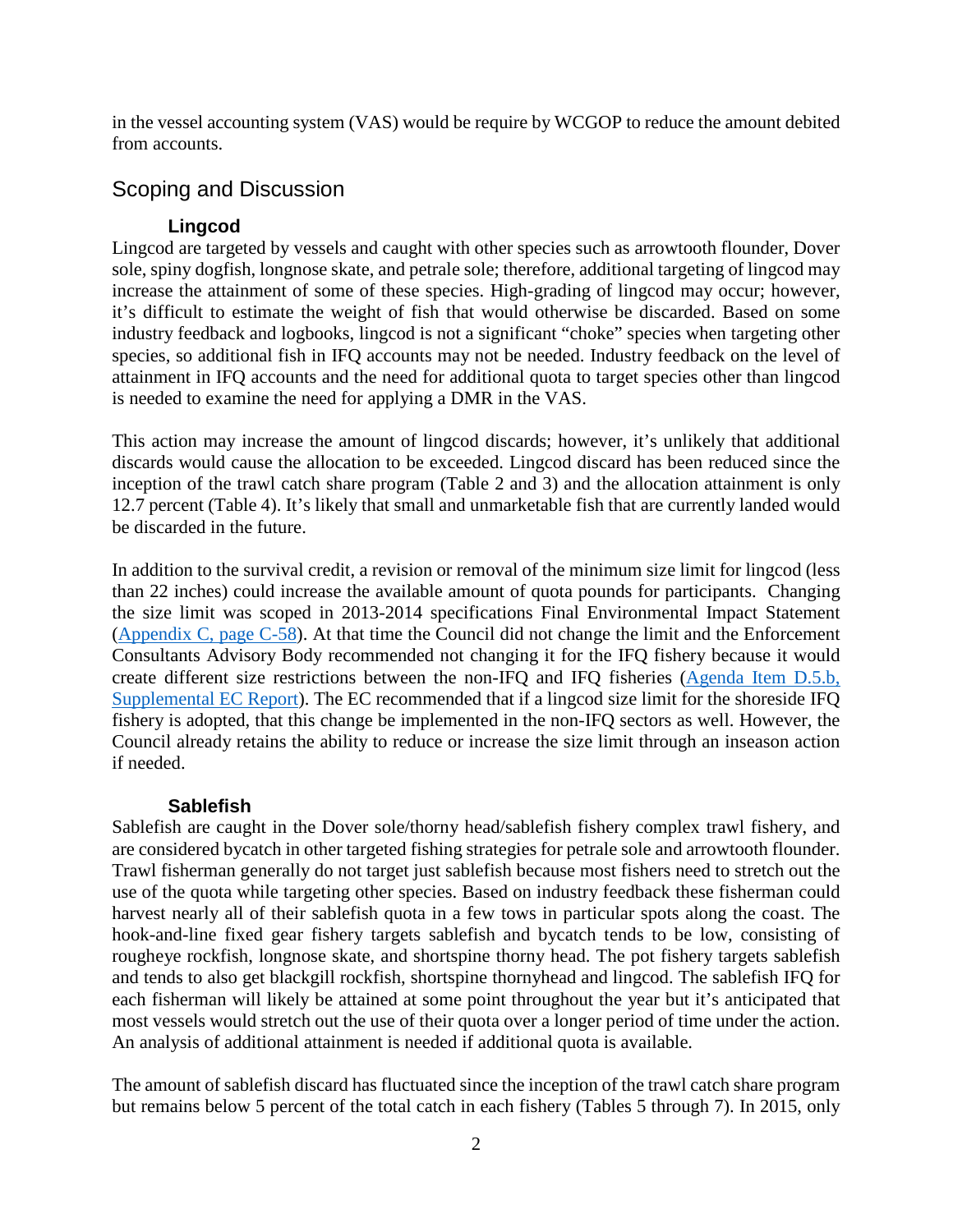in the vessel accounting system (VAS) would be require by WCGOP to reduce the amount debited from accounts.

## Scoping and Discussion

### Lingcod

Lingcod are targeted by vessels and caught with other species such as arrowtooth flounder, Dover sole, spiny dogfish, longnose skate, and petrale sole; therefore, additional targeting of lingcod may increase the attainment of some of these species. High-grading of lingcod may occur; however, it's difficult to estimate the weight of fish that would otherwise be discarded. Based on some industry feedback and logbooks, lingcod is not a significant "choke" species when targeting other species, so additional fish in IFQ accounts may not be needed. Industry feedback on the level of attainment in IFQ accounts and the need for additional quota to target species other than lingcod is needed to examine the need for applying a DMR in the VAS.

This action may increase the amount of lingcod discards; however, it's unlikely that additional discards would cause the allocation to be exceeded. Lingcod discard has been reduced since the inception of the trawl catch share program (Table 2 and 3) and the allocation attainment is only 12.7 percent (Table 4). It's likely that small and unmarketable fish that are currently landed would be discarded in the future.

In addition to the survival credit, a revision or removal of the minimum size limit for lingcod (less than 22 inches) could increase the available amount of quota pounds for participants. Changing the size limit was scoped in 2013-2014 specifications Final Environmental Impact Statement (Appendix C, page C-58). At that time the Council did not change the limit and the Enforcement Consultants Advisory Body recommended not changing it for the IFQ fishery because it would create different size restrictions between the non-IFQ and IFQ fisheries (Agenda Item D.5.b, Supplemental EC Report). The EC recommended that if a lingcod size limit for the shoreside IFQ fishery is adopted, that this change be implemented in the non-IFQ sectors as well. However, the Council already retains the ability to reduce or increase the size limit through an inseason action if needed.

### Sablefish

Sablefish are caught in the Dover sole/thorny head/sablefish fishery complex trawl fishery, and are considered bycatch in other targeted fishing strategies for petrale sole and arrowtooth flounder. Trawl fisherman generally do not target just sablefish because most fishers need to stretch out the use of the quota while targeting other species. Based on industry feedback these fisherman could harvest nearly all of their sablefish quota in a few tows in particular spots along the coast. The hook-and-line fixed gear fishery targets sablefish and bycatch tends to be low, consisting of rougheye rockfish, longnose skate, and shortspine thorny head. The pot fishery targets sablefish and tends to also get blackgill rockfish, shortspine thornyhead and lingcod. The sablefish IFQ for each fisherman will likely be attained at some point throughout the year but it's anticipated that most vessels would stretch out the use of their quota over a longer period of time under the action. An analysis of additional attainment is needed if additional quota is available.

The amount of sablefish discard has fluctuated since the inception of the trawl catch share program but remains below 5 percent of the total catch in each fishery (Tables 5 through 7). In 2015, only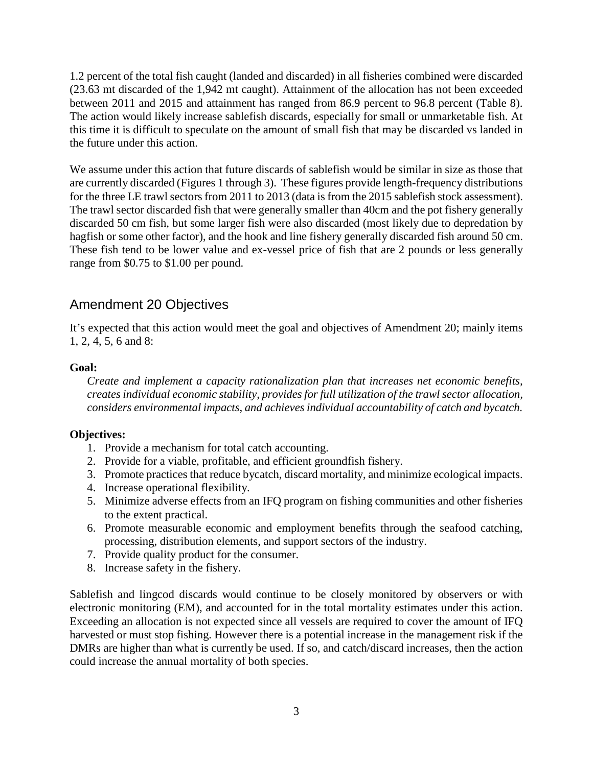1.2 percent of the total fish caught (landed and discarded) in all fisheries combined were discarded (23.63 mt discarded of the 1,942 mt caught). Attainment of the allocation has not been exceeded between 2011 and 2015 and attainment has ranged from 86.9 percent to 96.8 percent (Table 8). The action would likely increase sablefish discards, especially for small or unmarketable fish. At this time it is difficult to speculate on the amount of small fish that may be discarded vs landed in the future under this action.

We assume under this action that future discards of sablefish would be similar in size as those that are currently discarded (Figures 1 through 3). These figures provide length-frequency distributions for the three LE trawl sectors from 2011 to 2013 (data is from the 2015 sablefish stock assessment). The trawl sector discarded fish that were generally smaller than 40cm and the pot fishery generally discarded 50 cm fish, but some larger fish were also discarded (most likely due to depredation by hagfish or some other factor), and the hook and line fishery generally discarded fish around 50 cm. These fish tend to be lower value and ex-vessel price of fish that are 2 pounds or less generally range from $0.75 to $1.00 per pound.

## Amendment 20 Objectives

It's expected that this action would meet the goal and objectives of Amendment 20; mainly items 1, 2, 4, 5, 6 and 8:

**Goal:**

*Create and implement a capacity rationalization plan that increases net economic benefits, creates individual economic stability, provides for full utilization of the trawl sector allocation, considers environmental impacts, and achieves individual accountability of catch and bycatch.*

**Objectives:**

1. Provide a mechanism for total catch accounting.
2. Provide for a viable, profitable, and efficient groundfish fishery.
3. Promote practices that reduce bycatch, discard mortality, and minimize ecological impacts.
4. Increase operational flexibility.
5. Minimize adverse effects from an IFQ program on fishing communities and other fisheries to the extent practical.
6. Promote measurable economic and employment benefits through the seafood catching, processing, distribution elements, and support sectors of the industry.
7. Provide quality product for the consumer.
8. Increase safety in the fishery.

Sablefish and lingcod discards would continue to be closely monitored by observers or with electronic monitoring (EM), and accounted for in the total mortality estimates under this action. Exceeding an allocation is not expected since all vessels are required to cover the amount of IFQ harvested or must stop fishing. However there is a potential increase in the management risk if the DMRs are higher than what is currently be used. If so, and catch/discard increases, then the action could increase the annual mortality of both species.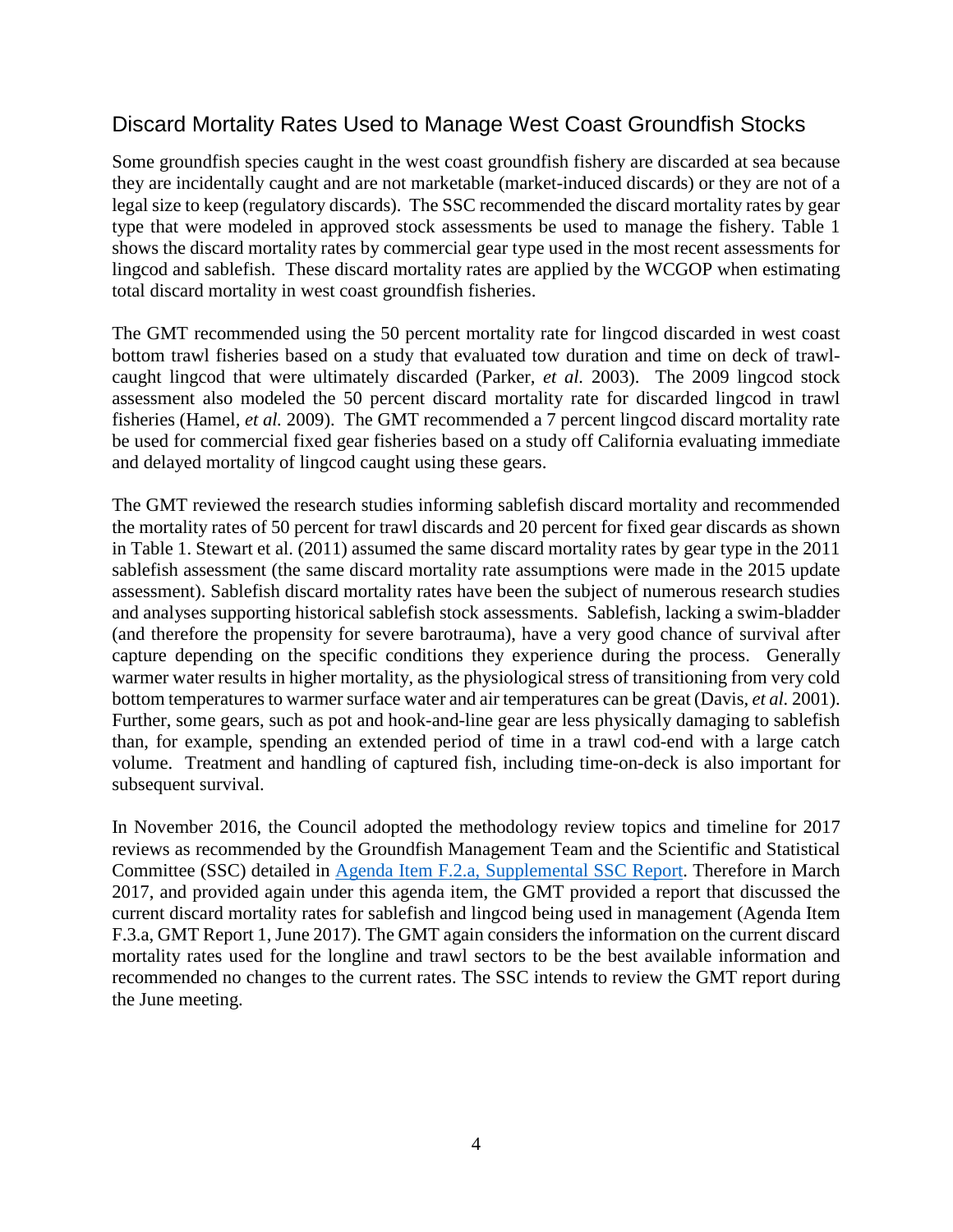## Discard Mortality Rates Used to Manage West Coast Groundfish Stocks

Some groundfish species caught in the west coast groundfish fishery are discarded at sea because they are incidentally caught and are not marketable (market-induced discards) or they are not of a legal size to keep (regulatory discards). The SSC recommended the discard mortality rates by gear type that were modeled in approved stock assessments be used to manage the fishery. Table 1 shows the discard mortality rates by commercial gear type used in the most recent assessments for lingcod and sablefish. These discard mortality rates are applied by the WCGOP when estimating total discard mortality in west coast groundfish fisheries.

The GMT recommended using the 50 percent mortality rate for lingcod discarded in west coast bottom trawl fisheries based on a study that evaluated tow duration and time on deck of trawl-caught lingcod that were ultimately discarded (Parker, *et al.* 2003). The 2009 lingcod stock assessment also modeled the 50 percent discard mortality rate for discarded lingcod in trawl fisheries (Hamel, *et al.* 2009). The GMT recommended a 7 percent lingcod discard mortality rate be used for commercial fixed gear fisheries based on a study off California evaluating immediate and delayed mortality of lingcod caught using these gears.

The GMT reviewed the research studies informing sablefish discard mortality and recommended the mortality rates of 50 percent for trawl discards and 20 percent for fixed gear discards as shown in Table 1. Stewart et al. (2011) assumed the same discard mortality rates by gear type in the 2011 sablefish assessment (the same discard mortality rate assumptions were made in the 2015 update assessment). Sablefish discard mortality rates have been the subject of numerous research studies and analyses supporting historical sablefish stock assessments. Sablefish, lacking a swim-bladder (and therefore the propensity for severe barotrauma), have a very good chance of survival after capture depending on the specific conditions they experience during the process. Generally warmer water results in higher mortality, as the physiological stress of transitioning from very cold bottom temperatures to warmer surface water and air temperatures can be great (Davis, *et al.* 2001). Further, some gears, such as pot and hook-and-line gear are less physically damaging to sablefish than, for example, spending an extended period of time in a trawl cod-end with a large catch volume. Treatment and handling of captured fish, including time-on-deck is also important for subsequent survival.

In November 2016, the Council adopted the methodology review topics and timeline for 2017 reviews as recommended by the Groundfish Management Team and the Scientific and Statistical Committee (SSC) detailed in [Agenda Item F.2.a, Supplemental SSC Report](). Therefore in March 2017, and provided again under this agenda item, the GMT provided a report that discussed the current discard mortality rates for sablefish and lingcod being used in management (Agenda Item F.3.a, GMT Report 1, June 2017). The GMT again considers the information on the current discard mortality rates used for the longline and trawl sectors to be the best available information and recommended no changes to the current rates. The SSC intends to review the GMT report during the June meeting.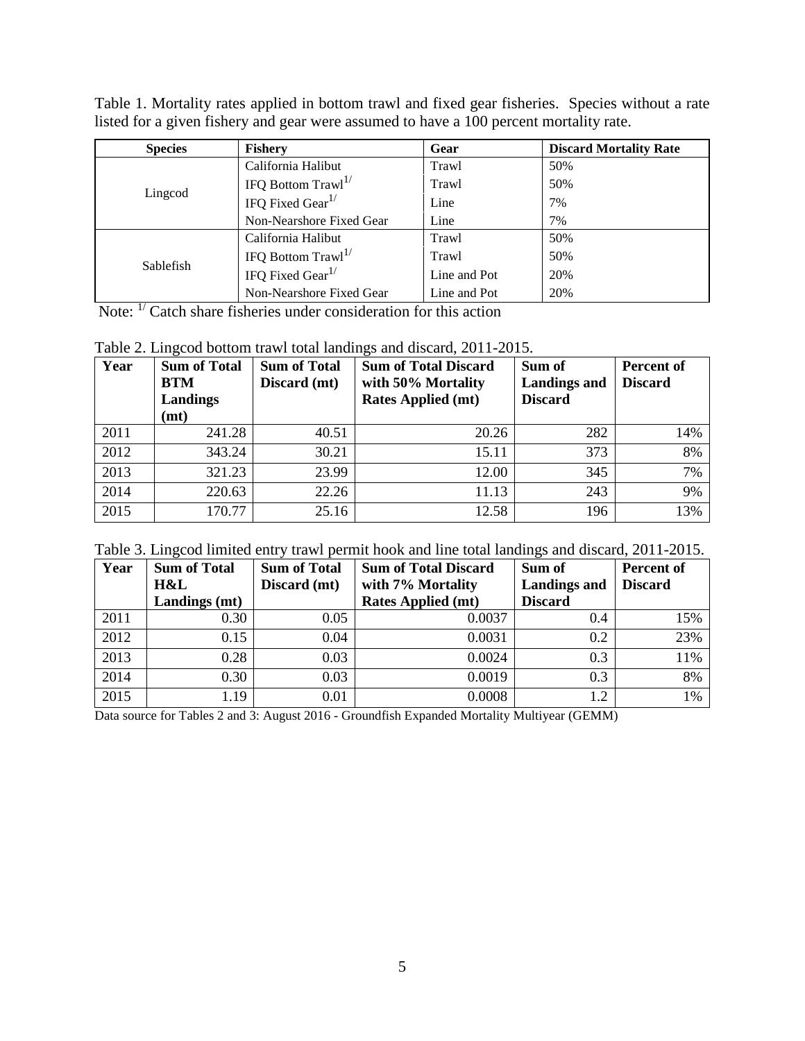Table 1. Mortality rates applied in bottom trawl and fixed gear fisheries. Species without a rate listed for a given fishery and gear were assumed to have a 100 percent mortality rate.

| Species | Fishery | Gear | Discard Mortality Rate |
|---|---|---|---|
| Lingcod | California Halibut | Trawl | 50% |
| | IFQ Bottom Trawl[1/] | Trawl | 50% |
| | IFQ Fixed Gear[1/] | Line | 7% |
| | Non-Nearshore Fixed Gear | Line | 7% |
| Sablefish | California Halibut | Trawl | 50% |
| | IFQ Bottom Trawl[1/] | Trawl | 50% |
| | IFQ Fixed Gear[1/] | Line and Pot | 20% |
| | Non-Nearshore Fixed Gear | Line and Pot | 20% |

Note: [1/] Catch share fisheries under consideration for this action

Table 2. Lingcod bottom trawl total landings and discard, 2011-2015.

| Year | Sum of Total BTM Landings (mt) | Sum of Total Discard (mt) | Sum of Total Discard with 50% Mortality Rates Applied (mt) | Sum of Landings and Discard | Percent of Discard |
|---|---|---|---|---|---|
| 2011 | 241.28 | 40.51 | 20.26 | 282 | 14% |
| 2012 | 343.24 | 30.21 | 15.11 | 373 | 8% |
| 2013 | 321.23 | 23.99 | 12.00 | 345 | 7% |
| 2014 | 220.63 | 22.26 | 11.13 | 243 | 9% |
| 2015 | 170.77 | 25.16 | 12.58 | 196 | 13% |

Table 3. Lingcod limited entry trawl permit hook and line total landings and discard, 2011-2015.

| Year | Sum of Total H&L Landings (mt) | Sum of Total Discard (mt) | Sum of Total Discard with 7% Mortality Rates Applied (mt) | Sum of Landings and Discard | Percent of Discard |
|---|---|---|---|---|---|
| 2011 | 0.30 | 0.05 | 0.0037 | 0.4 | 15% |
| 2012 | 0.15 | 0.04 | 0.0031 | 0.2 | 23% |
| 2013 | 0.28 | 0.03 | 0.0024 | 0.3 | 11% |
| 2014 | 0.30 | 0.03 | 0.0019 | 0.3 | 8% |
| 2015 | 1.19 | 0.01 | 0.0008 | 1.2 | 1% |

Data source for Tables 2 and 3: August 2016 - Groundfish Expanded Mortality Multiyear (GEMM)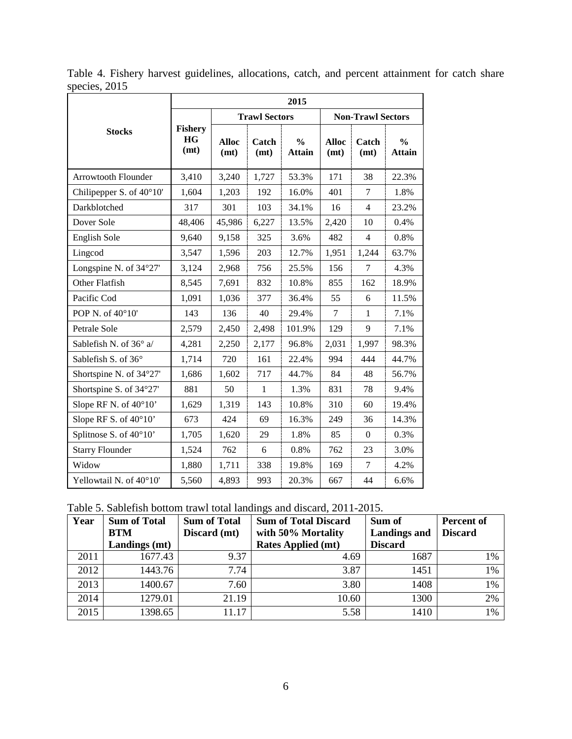Table 4. Fishery harvest guidelines, allocations, catch, and percent attainment for catch share species, 2015

| Stocks | 2015 | | | | | | |
|---|---|---|---|---|---|---|---|
| | Fishery HG (mt) | Trawl Sectors | | | Non-Trawl Sectors | | |
| | | Alloc (mt) | Catch (mt) | % Attain | Alloc (mt) | Catch (mt) | % Attain |
| Arrowtooth Flounder | 3,410 | 3,240 | 1,727 | 53.3% | 171 | 38 | 22.3% |
| Chilipepper S. of 40°10' | 1,604 | 1,203 | 192 | 16.0% | 401 | 7 | 1.8% |
| Darkblotched | 317 | 301 | 103 | 34.1% | 16 | 4 | 23.2% |
| Dover Sole | 48,406 | 45,986 | 6,227 | 13.5% | 2,420 | 10 | 0.4% |
| English Sole | 9,640 | 9,158 | 325 | 3.6% | 482 | 4 | 0.8% |
| Lingcod | 3,547 | 1,596 | 203 | 12.7% | 1,951 | 1,244 | 63.7% |
| Longspine N. of 34°27' | 3,124 | 2,968 | 756 | 25.5% | 156 | 7 | 4.3% |
| Other Flatfish | 8,545 | 7,691 | 832 | 10.8% | 855 | 162 | 18.9% |
| Pacific Cod | 1,091 | 1,036 | 377 | 36.4% | 55 | 6 | 11.5% |
| POP N. of 40°10' | 143 | 136 | 40 | 29.4% | 7 | 1 | 7.1% |
| Petrale Sole | 2,579 | 2,450 | 2,498 | 101.9% | 129 | 9 | 7.1% |
| Sablefish N. of 36° a/ | 4,281 | 2,250 | 2,177 | 96.8% | 2,031 | 1,997 | 98.3% |
| Sablefish S. of 36° | 1,714 | 720 | 161 | 22.4% | 994 | 444 | 44.7% |
| Shortspine N. of 34°27' | 1,686 | 1,602 | 717 | 44.7% | 84 | 48 | 56.7% |
| Shortspine S. of 34°27' | 881 | 50 | 1 | 1.3% | 831 | 78 | 9.4% |
| Slope RF N. of 40°10' | 1,629 | 1,319 | 143 | 10.8% | 310 | 60 | 19.4% |
| Slope RF S. of 40°10' | 673 | 424 | 69 | 16.3% | 249 | 36 | 14.3% |
| Splitnose S. of 40°10' | 1,705 | 1,620 | 29 | 1.8% | 85 | 0 | 0.3% |
| Starry Flounder | 1,524 | 762 | 6 | 0.8% | 762 | 23 | 3.0% |
| Widow | 1,880 | 1,711 | 338 | 19.8% | 169 | 7 | 4.2% |
| Yellowtail N. of 40°10' | 5,560 | 4,893 | 993 | 20.3% | 667 | 44 | 6.6% |

Table 5. Sablefish bottom trawl total landings and discard, 2011-2015.

| Year | Sum of Total BTM Landings (mt) | Sum of Total Discard (mt) | Sum of Total Discard with 50% Mortality Rates Applied (mt) | Sum of Landings and Discard | Percent of Discard |
|---|---|---|---|---|---|
| 2011 | 1677.43 | 9.37 | 4.69 | 1687 | 1% |
| 2012 | 1443.76 | 7.74 | 3.87 | 1451 | 1% |
| 2013 | 1400.67 | 7.60 | 3.80 | 1408 | 1% |
| 2014 | 1279.01 | 21.19 | 10.60 | 1300 | 2% |
| 2015 | 1398.65 | 11.17 | 5.58 | 1410 | 1% |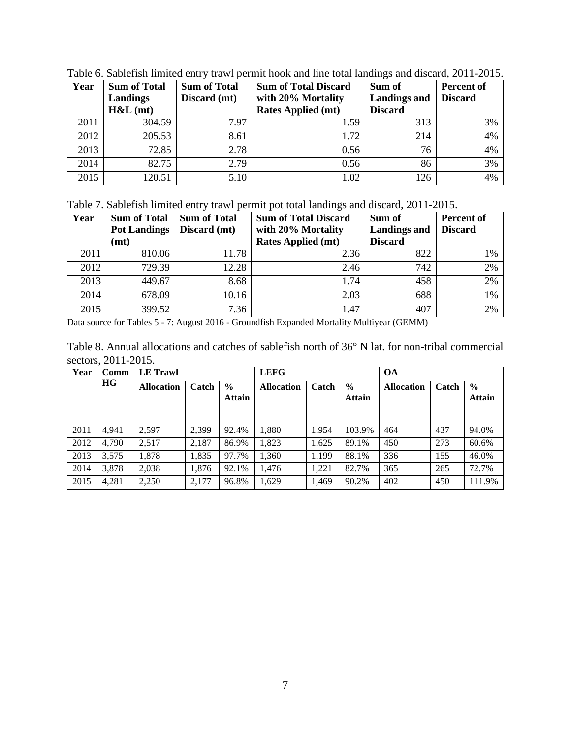Table 6. Sablefish limited entry trawl permit hook and line total landings and discard, 2011-2015.

| Year | Sum of Total Landings H&L (mt) | Sum of Total Discard (mt) | Sum of Total Discard with 20% Mortality Rates Applied (mt) | Sum of Landings and Discard | Percent of Discard |
|---|---|---|---|---|---|
| 2011 | 304.59 | 7.97 | 1.59 | 313 | 3% |
| 2012 | 205.53 | 8.61 | 1.72 | 214 | 4% |
| 2013 | 72.85 | 2.78 | 0.56 | 76 | 4% |
| 2014 | 82.75 | 2.79 | 0.56 | 86 | 3% |
| 2015 | 120.51 | 5.10 | 1.02 | 126 | 4% |

Table 7. Sablefish limited entry trawl permit pot total landings and discard, 2011-2015.

| Year | Sum of Total Pot Landings (mt) | Sum of Total Discard (mt) | Sum of Total Discard with 20% Mortality Rates Applied (mt) | Sum of Landings and Discard | Percent of Discard |
|---|---|---|---|---|---|
| 2011 | 810.06 | 11.78 | 2.36 | 822 | 1% |
| 2012 | 729.39 | 12.28 | 2.46 | 742 | 2% |
| 2013 | 449.67 | 8.68 | 1.74 | 458 | 2% |
| 2014 | 678.09 | 10.16 | 2.03 | 688 | 1% |
| 2015 | 399.52 | 7.36 | 1.47 | 407 | 2% |

Data source for Tables 5 - 7: August 2016 - Groundfish Expanded Mortality Multiyear (GEMM)

Table 8. Annual allocations and catches of sablefish north of 36° N lat. for non-tribal commercial sectors, 2011-2015.

| Year | Comm HG | LE Trawl | | | LEFG | | | OA | | |
|---|---|---|---|---|---|---|---|---|---|---|
| | | Allocation | Catch | % Attain | Allocation | Catch | % Attain | Allocation | Catch | % Attain |
| 2011 | 4,941 | 2,597 | 2,399 | 92.4% | 1,880 | 1,954 | 103.9% | 464 | 437 | 94.0% |
| 2012 | 4,790 | 2,517 | 2,187 | 86.9% | 1,823 | 1,625 | 89.1% | 450 | 273 | 60.6% |
| 2013 | 3,575 | 1,878 | 1,835 | 97.7% | 1,360 | 1,199 | 88.1% | 336 | 155 | 46.0% |
| 2014 | 3,878 | 2,038 | 1,876 | 92.1% | 1,476 | 1,221 | 82.7% | 365 | 265 | 72.7% |
| 2015 | 4,281 | 2,250 | 2,177 | 96.8% | 1,629 | 1,469 | 90.2% | 402 | 450 | 111.9% |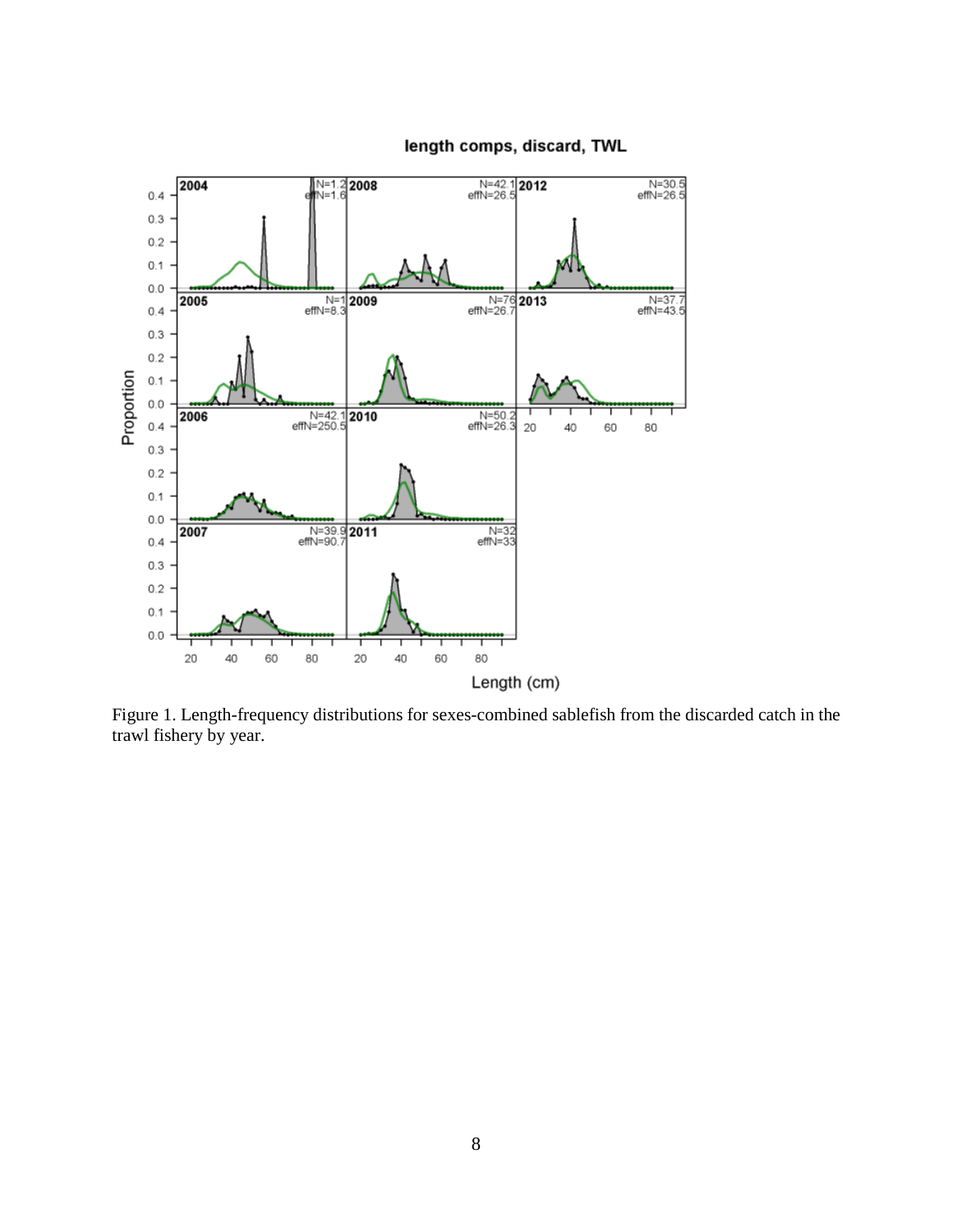Figure 1. Length-frequency distributions for sexes-combined sablefish from the discarded catch in the trawl fishery by year.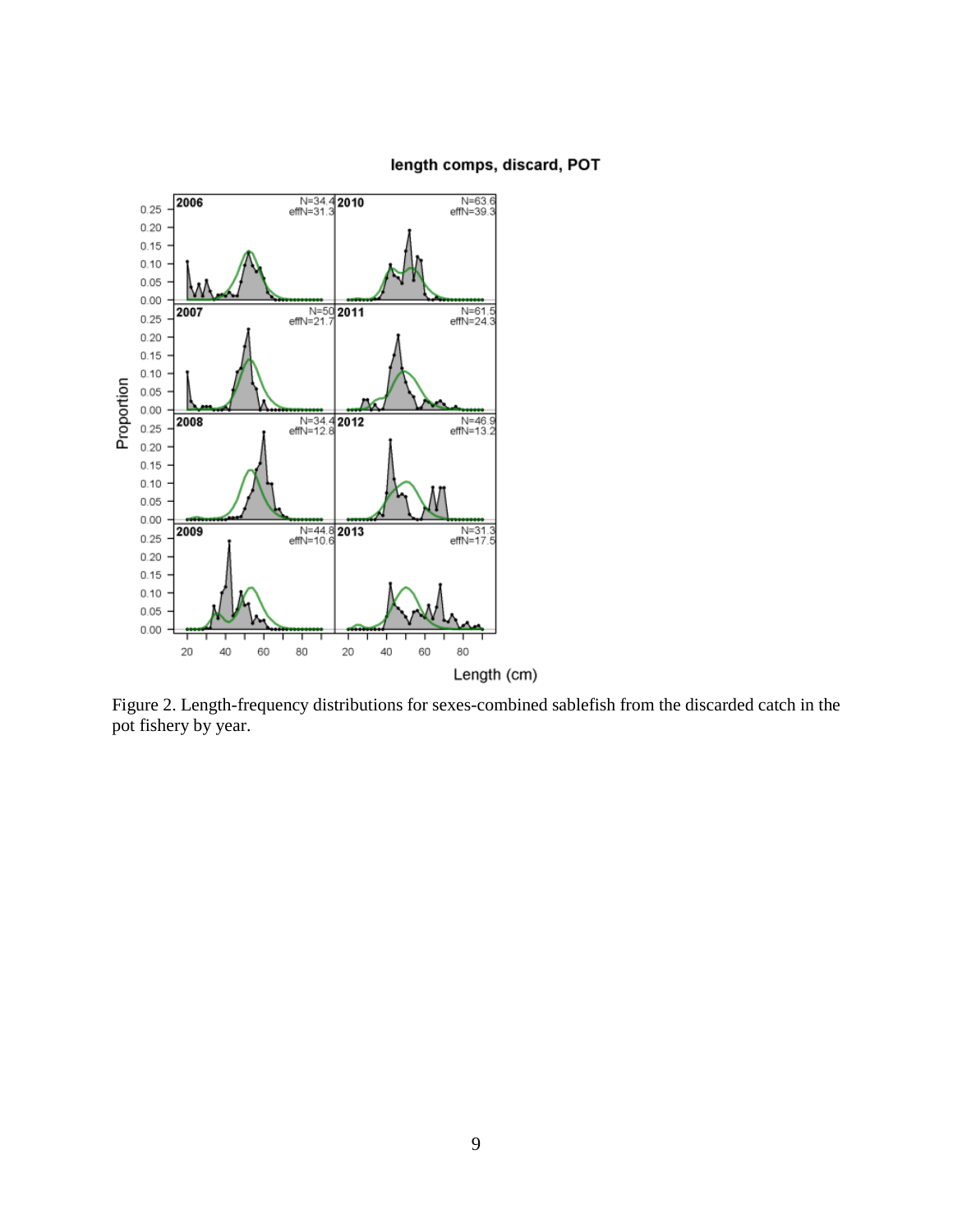Figure 2. Length-frequency distributions for sexes-combined sablefish from the discarded catch in the pot fishery by year.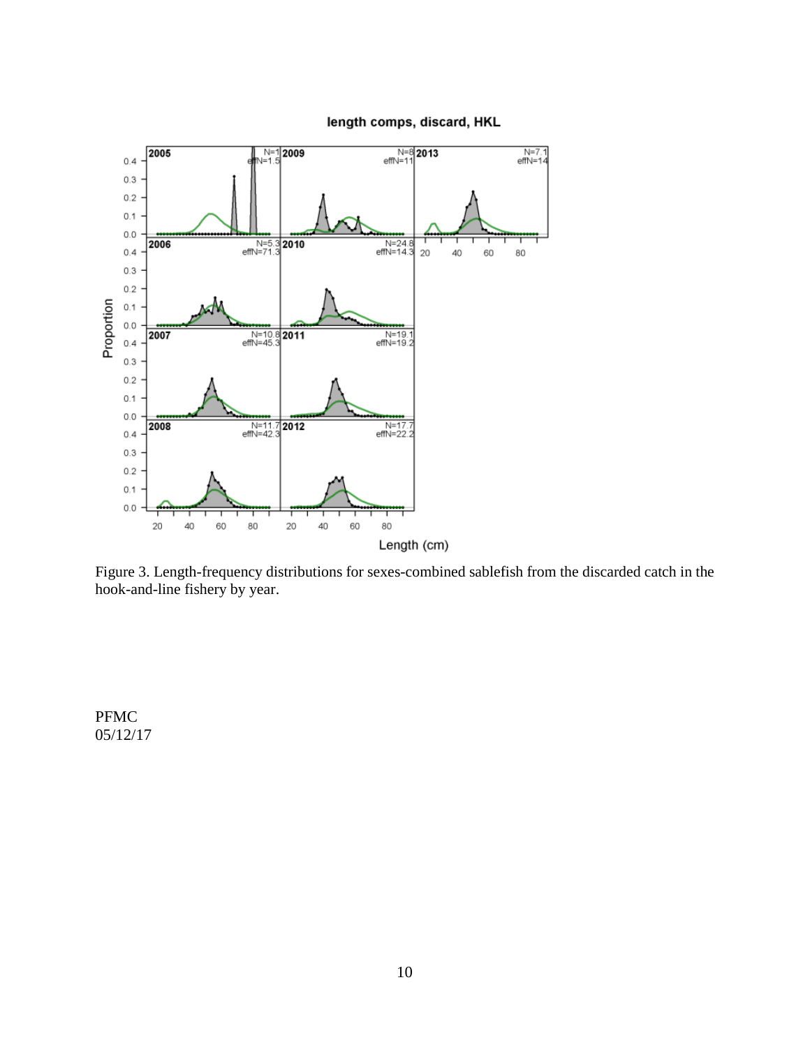length comps, discard, HKL

2005 N=1 effN=1.5

2009 N=8 effN=11

2013 N=7.1 effN=14

2006 N=5.3 effN=71.3

2010 N=24.8 effN=14.3

2007 N=10.8 effN=45.3

2011 N=19.1 effN=19.2

2008 N=11.7 effN=42.3

2012 N=17.7 effN=22.2

Proportion

0.0 0.1 0.2 0.3 0.4

20 40 60 80

Length (cm)

Figure 3. Length-frequency distributions for sexes-combined sablefish from the discarded catch in the hook-and-line fishery by year.

PFMC
05/12/17